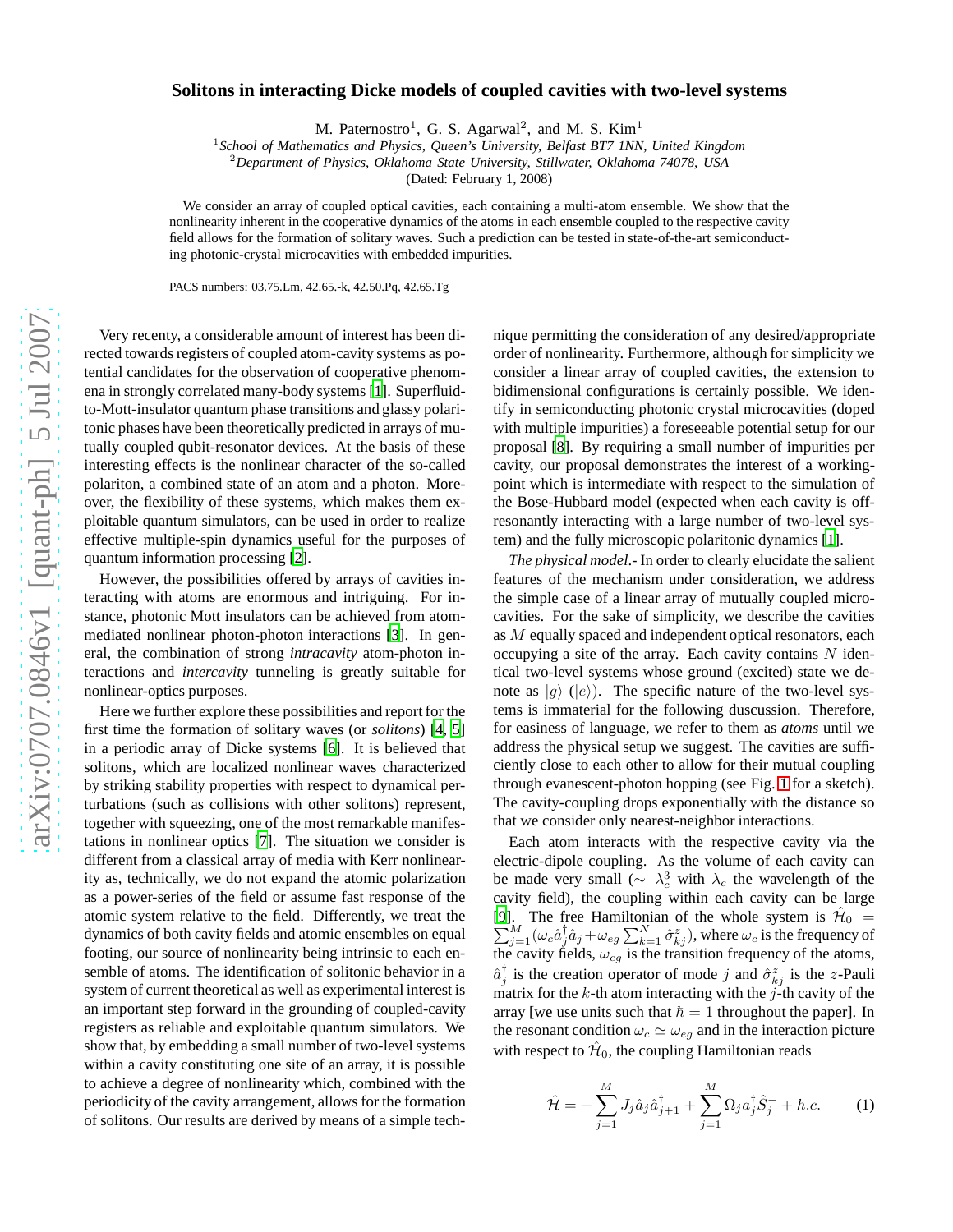# Solitons in interacting Dicke models of coupled cavities with two-level systems

M. Paternostro[1], G. S. Agarwal[2], and M. S. Kim[1]

[1]*School of Mathematics and Physics, Queen's University, Belfast BT7 1NN, United Kingdom*
[2]*Department of Physics, Oklahoma State University, Stillwater, Oklahoma 74078, USA*

(Dated: February 1, 2008)

We consider an array of coupled optical cavities, each containing a multi-atom ensemble. We show that the nonlinearity inherent in the cooperative dynamics of the atoms in each ensemble coupled to the respective cavity field allows for the formation of solitary waves. Such a prediction can be tested in state-of-the-art semiconducting photonic-crystal microcavities with embedded impurities.

PACS numbers: 03.75.Lm, 42.65.-k, 42.50.Pq, 42.65.Tg

Very recenty, a considerable amount of interest has been directed towards registers of coupled atom-cavity systems as potential candidates for the observation of cooperative phenomena in strongly correlated many-body systems [1]. Superfluid-to-Mott-insulator quantum phase transitions and glassy polaritonic phases have been theoretically predicted in arrays of mutually coupled qubit-resonator devices. At the basis of these interesting effects is the nonlinear character of the so-called polariton, a combined state of an atom and a photon. Moreover, the flexibility of these systems, which makes them exploitable quantum simulators, can be used in order to realize effective multiple-spin dynamics useful for the purposes of quantum information processing [2].

However, the possibilities offered by arrays of cavities interacting with atoms are enormous and intriguing. For instance, photonic Mott insulators can be achieved from atom-mediated nonlinear photon-photon interactions [3]. In general, the combination of strong *intracavity* atom-photon interactions and *intercavity* tunneling is greatly suitable for nonlinear-optics purposes.

Here we further explore these possibilities and report for the first time the formation of solitary waves (or *solitons*) [4, 5] in a periodic array of Dicke systems [6]. It is believed that solitons, which are localized nonlinear waves characterized by striking stability properties with respect to dynamical perturbations (such as collisions with other solitons) represent, together with squeezing, one of the most remarkable manifestations in nonlinear optics [7]. The situation we consider is different from a classical array of media with Kerr nonlinearity as, technically, we do not expand the atomic polarization as a power-series of the field or assume fast response of the atomic system relative to the field. Differently, we treat the dynamics of both cavity fields and atomic ensembles on equal footing, our source of nonlinearity being intrinsic to each ensemble of atoms. The identification of solitonic behavior in a system of current theoretical as well as experimental interest is an important step forward in the grounding of coupled-cavity registers as reliable and exploitable quantum simulators. We show that, by embedding a small number of two-level systems within a cavity constituting one site of an array, it is possible to achieve a degree of nonlinearity which, combined with the periodicity of the cavity arrangement, allows for the formation of solitons. Our results are derived by means of a simple technique permitting the consideration of any desired/appropriate order of nonlinearity. Furthermore, although for simplicity we consider a linear array of coupled cavities, the extension to bidimensional configurations is certainly possible. We identify in semiconducting photonic crystal microcavities (doped with multiple impurities) a foreseeable potential setup for our proposal [8]. By requiring a small number of impurities per cavity, our proposal demonstrates the interest of a working-point which is intermediate with respect to the simulation of the Bose-Hubbard model (expected when each cavity is off-resonantly interacting with a large number of two-level system) and the fully microscopic polaritonic dynamics [1].

*The physical model*.- In order to clearly elucidate the salient features of the mechanism under consideration, we address the simple case of a linear array of mutually coupled microcavities. For the sake of simplicity, we describe the cavities as $M$ equally spaced and independent optical resonators, each occupying a site of the array. Each cavity contains $N$ identical two-level systems whose ground (excited) state we denote as $|g\rangle$ ($|e\rangle$). The specific nature of the two-level systems is immaterial for the following duscussion. Therefore, for easiness of language, we refer to them as *atoms* until we address the physical setup we suggest. The cavities are sufficiently close to each other to allow for their mutual coupling through evanescent-photon hopping (see Fig. 1 for a sketch). The cavity-coupling drops exponentially with the distance so that we consider only nearest-neighbor interactions.

Each atom interacts with the respective cavity via the electric-dipole coupling. As the volume of each cavity can be made very small ($\sim\lambda_c^3$ with $\lambda_c$ the wavelength of the cavity field), the coupling within each cavity can be large [9]. The free Hamiltonian of the whole system is $\hat{\mathcal{H}}_0=\sum_{j=1}^{M}(\omega_c\hat{a}_j^\dagger\hat{a}_j+\omega_{eg}\sum_{k=1}^{N}\hat{\sigma}_{kj}^z)$, where $\omega_c$ is the frequency of the cavity fields, $\omega_{eg}$ is the transition frequency of the atoms, $\hat{a}_j^\dagger$ is the creation operator of mode $j$ and $\hat{\sigma}_{kj}^z$ is the $z$-Pauli matrix for the $k$-th atom interacting with the $j$-th cavity of the array [we use units such that $\hbar=1$ throughout the paper]. In the resonant condition $\omega_c\simeq\omega_{eg}$ and in the interaction picture with respect to $\hat{\mathcal{H}}_0$, the coupling Hamiltonian reads

$$\hat{\mathcal{H}}=-\sum_{j=1}^{M}J_j\hat{a}_j\hat{a}_{j+1}^\dagger+\sum_{j=1}^{M}\Omega_j a_j^\dagger\hat{S}_j^-+h.c. \tag{1}$$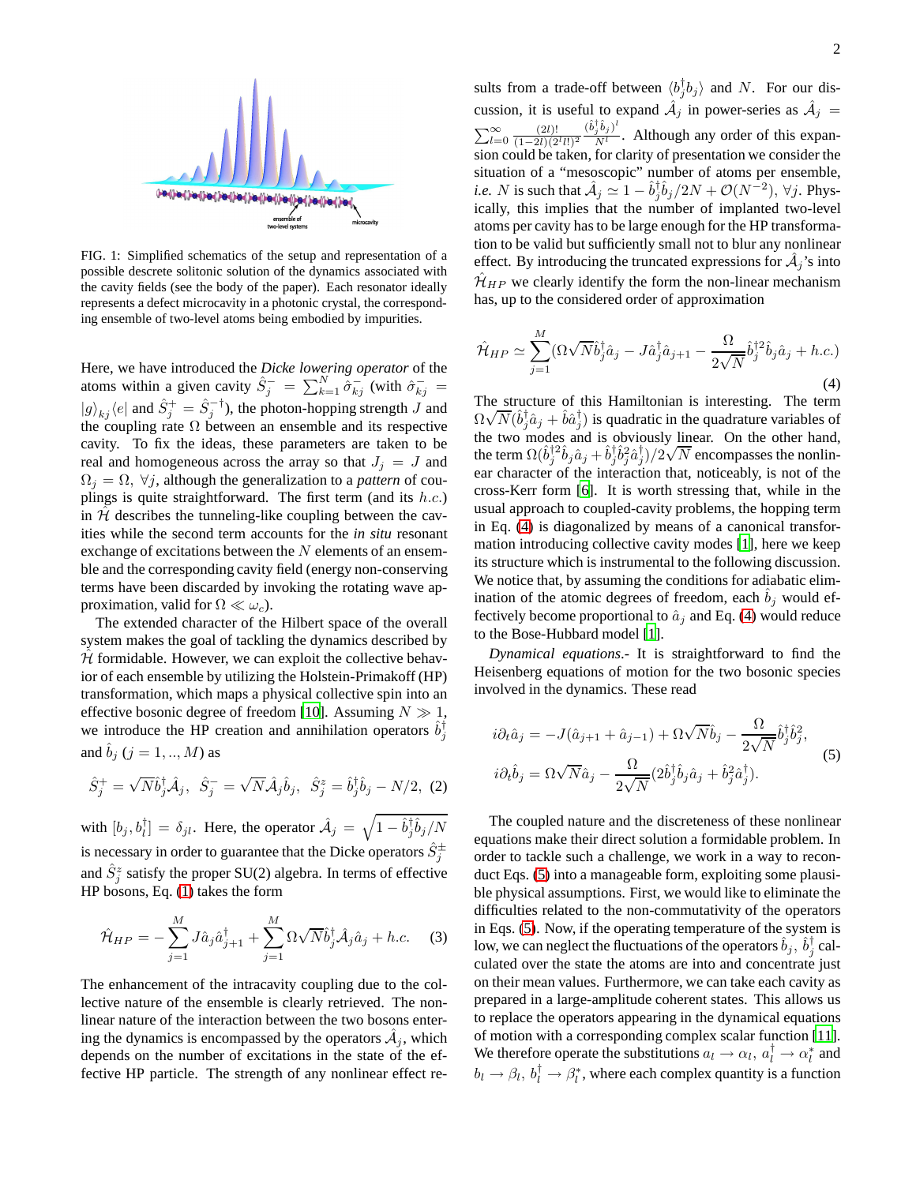FIG. 1: Simplified schematics of the setup and representation of a possible descrete solitonic solution of the dynamics associated with the cavity fields (see the body of the paper). Each resonator ideally represents a defect microcavity in a photonic crystal, the corresponding ensemble of two-level atoms being embodied by impurities.

Here, we have introduced the *Dicke lowering operator* of the atoms within a given cavity $\hat{S}^-_j = \sum_{k=1}^N \hat{\sigma}^-_{kj}$ (with $\hat{\sigma}^-_{kj} = |g\rangle_{kj}\langle e|$ and $\hat{S}^+_j = \hat{S}^{-\dagger}_j$), the photon-hopping strength $J$ and the coupling rate $\Omega$ between an ensemble and its respective cavity. To fix the ideas, these parameters are taken to be real and homogeneous across the array so that $J_j = J$ and $\Omega_j = \Omega$, $\forall j$, although the generalization to a *pattern* of couplings is quite straightforward. The first term (and its $h.c.$) in $\hat{\mathcal{H}}$ describes the tunneling-like coupling between the cavities while the second term accounts for the *in situ* resonant exchange of excitations between the $N$ elements of an ensemble and the corresponding cavity field (energy non-conserving terms have been discarded by invoking the rotating wave approximation, valid for $\Omega \ll \omega_c$).

The extended character of the Hilbert space of the overall system makes the goal of tackling the dynamics described by $\hat{\mathcal{H}}$ formidable. However, we can exploit the collective behavior of each ensemble by utilizing the Holstein-Primakoff (HP) transformation, which maps a physical collective spin into an effective bosonic degree of freedom [10]. Assuming $N \gg 1$, we introduce the HP creation and annihilation operators $\hat{b}^\dagger_j$ and $\hat{b}_j$ $(j = 1, .., M)$ as

$$\hat{S}^+_j = \sqrt{N}\hat{b}^\dagger_j\hat{\mathcal{A}}_j, \;\; \hat{S}^-_j = \sqrt{N}\hat{\mathcal{A}}_j\hat{b}_j, \;\; \hat{S}^z_j = \hat{b}^\dagger_j\hat{b}_j - N/2, \tag{2}$$

with $[b_j, b^\dagger_l] = \delta_{jl}$. Here, the operator $\hat{\mathcal{A}}_j = \sqrt{1 - \hat{b}^\dagger_j\hat{b}_j/N}$ is necessary in order to guarantee that the Dicke operators $\hat{S}^\pm_j$ and $\hat{S}^z_j$ satisfy the proper SU(2) algebra. In terms of effective HP bosons, Eq. (1) takes the form

$$\hat{\mathcal{H}}_{HP} = -\sum_{j=1}^M J\hat{a}_j\hat{a}^\dagger_{j+1} + \sum_{j=1}^M \Omega\sqrt{N}\hat{b}^\dagger_j\hat{\mathcal{A}}_j\hat{a}_j + h.c. \tag{3}$$

The enhancement of the intracavity coupling due to the collective nature of the ensemble is clearly retrieved. The nonlinear nature of the interaction between the two bosons entering the dynamics is encompassed by the operators $\hat{\mathcal{A}}_j$, which depends on the number of excitations in the state of the effective HP particle. The strength of any nonlinear effect results from a trade-off between $\langle b^\dagger_j b_j\rangle$ and $N$. For our discussion, it is useful to expand $\hat{\mathcal{A}}_j$ in power-series as $\hat{\mathcal{A}}_j = \sum_{l=0}^\infty \frac{(2l)!}{(1-2l)(2^l l!)^2}\frac{(\hat{b}^\dagger_j\hat{b}_j)^l}{N^l}$. Although any order of this expansion could be taken, for clarity of presentation we consider the situation of a "mesoscopic" number of atoms per ensemble, *i.e.* $N$ is such that $\hat{\mathcal{A}}_j \simeq 1 - \hat{b}^\dagger_j\hat{b}_j/2N + \mathcal{O}(N^{-2})$, $\forall j$. Physically, this implies that the number of implanted two-level atoms per cavity has to be large enough for the HP transformation to be valid but sufficiently small not to blur any nonlinear effect. By introducing the truncated expressions for $\hat{\mathcal{A}}_j$'s into $\hat{\mathcal{H}}_{HP}$ we clearly identify the form the non-linear mechanism has, up to the considered order of approximation

$$\hat{\mathcal{H}}_{HP} \simeq \sum_{j=1}^M (\Omega\sqrt{N}\hat{b}^\dagger_j\hat{a}_j - J\hat{a}^\dagger_j\hat{a}_{j+1} - \frac{\Omega}{2\sqrt{N}}\hat{b}^{\dagger 2}_j\hat{b}_j\hat{a}_j + h.c.) \tag{4}$$

The structure of this Hamiltonian is interesting. The term $\Omega\sqrt{N}(\hat{b}^\dagger_j\hat{a}_j + \hat{b}\hat{a}^\dagger_j)$ is quadratic in the quadrature variables of the two modes and is obviously linear. On the other hand, the term $\Omega(\hat{b}^{\dagger 2}_j\hat{b}_j\hat{a}_j + \hat{b}^\dagger_j\hat{b}^2_j\hat{a}^\dagger_j)/2\sqrt{N}$ encompasses the nonlinear character of the interaction that, noticeably, is not of the cross-Kerr form [6]. It is worth stressing that, while in the usual approach to coupled-cavity problems, the hopping term in Eq. (4) is diagonalized by means of a canonical transformation introducing collective cavity modes [1], here we keep its structure which is instrumental to the following discussion. We notice that, by assuming the conditions for adiabatic elimination of the atomic degrees of freedom, each $\hat{b}_j$ would effectively become proportional to $\hat{a}_j$ and Eq. (4) would reduce to the Bose-Hubbard model [1].

*Dynamical equations*.- It is straightforward to find the Heisenberg equations of motion for the two bosonic species involved in the dynamics. These read

$$\begin{aligned} i\partial_t\hat{a}_j &= -J(\hat{a}_{j+1} + \hat{a}_{j-1}) + \Omega\sqrt{N}\hat{b}_j - \frac{\Omega}{2\sqrt{N}}\hat{b}^\dagger_j\hat{b}^2_j, \\ i\partial_t\hat{b}_j &= \Omega\sqrt{N}\hat{a}_j - \frac{\Omega}{2\sqrt{N}}(2\hat{b}^\dagger_j\hat{b}_j\hat{a}_j + \hat{b}^2_j\hat{a}^\dagger_j). \end{aligned} \tag{5}$$

The coupled nature and the discreteness of these nonlinear equations make their direct solution a formidable problem. In order to tackle such a challenge, we work in a way to reconduct Eqs. (5) into a manageable form, exploiting some plausible physical assumptions. First, we would like to eliminate the difficulties related to the non-commutativity of the operators in Eqs. (5). Now, if the operating temperature of the system is low, we can neglect the fluctuations of the operators $\hat{b}_j$, $\hat{b}^\dagger_j$ calculated over the state the atoms are into and concentrate just on their mean values. Furthermore, we can take each cavity as prepared in a large-amplitude coherent states. This allows us to replace the operators appearing in the dynamical equations of motion with a corresponding complex scalar function [11]. We therefore operate the substitutions $a_l \to \alpha_l$, $a^\dagger_l \to \alpha^*_l$ and $b_l \to \beta_l$, $b^\dagger_l \to \beta^*_l$, where each complex quantity is a function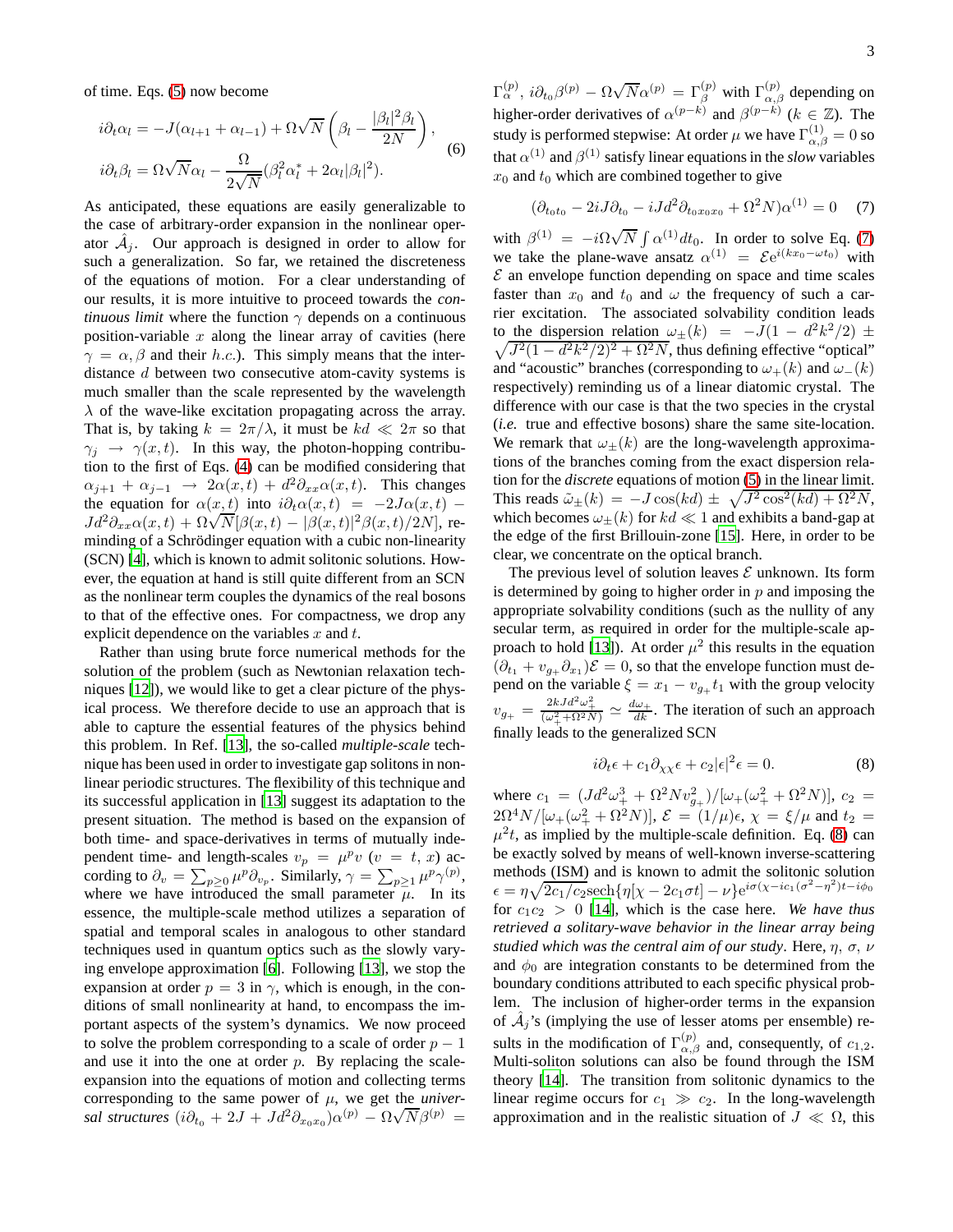of time. Eqs. (5) now become

$$
\begin{aligned}
i\partial_t \alpha_l &= -J(\alpha_{l+1}+\alpha_{l-1}) + \Omega\sqrt{N}\left(\beta_l - \frac{|\beta_l|^2\beta_l}{2N}\right), \\
i\partial_t \beta_l &= \Omega\sqrt{N}\alpha_l - \frac{\Omega}{2\sqrt{N}}(\beta_l^2\alpha_l^* + 2\alpha_l|\beta_l|^2).
\end{aligned}
\tag{6}
$$

As anticipated, these equations are easily generalizable to the case of arbitrary-order expansion in the nonlinear operator $\hat{\mathcal{A}}_j$. Our approach is designed in order to allow for such a generalization. So far, we retained the discreteness of the equations of motion. For a clear understanding of our results, it is more intuitive to proceed towards the *continuous limit* where the function $\gamma$ depends on a continuous position-variable $x$ along the linear array of cavities (here $\gamma = \alpha, \beta$ and their $h.c.$). This simply means that the inter-distance $d$ between two consecutive atom-cavity systems is much smaller than the scale represented by the wavelength $\lambda$ of the wave-like excitation propagating across the array. That is, by taking $k = 2\pi/\lambda$, it must be $kd \ll 2\pi$ so that $\gamma_j \rightarrow \gamma(x,t)$. In this way, the photon-hopping contribution to the first of Eqs. (4) can be modified considering that $\alpha_{j+1} + \alpha_{j-1} \rightarrow 2\alpha(x,t) + d^2\partial_{xx}\alpha(x,t)$. This changes the equation for $\alpha(x,t)$ into $i\partial_t\alpha(x,t) = -2J\alpha(x,t) - Jd^2\partial_{xx}\alpha(x,t) + \Omega\sqrt{N}[\beta(x,t) - |\beta(x,t)|^2\beta(x,t)/2N]$, reminding of a Schrödinger equation with a cubic non-linearity (SCN) [4], which is known to admit solitonic solutions. However, the equation at hand is still quite different from an SCN as the nonlinear term couples the dynamics of the real bosons to that of the effective ones. For compactness, we drop any explicit dependence on the variables $x$ and $t$.

Rather than using brute force numerical methods for the solution of the problem (such as Newtonian relaxation techniques [12]), we would like to get a clear picture of the physical process. We therefore decide to use an approach that is able to capture the essential features of the physics behind this problem. In Ref. [13], the so-called *multiple-scale* technique has been used in order to investigate gap solitons in nonlinear periodic structures. The flexibility of this technique and its successful application in [13] suggest its adaptation to the present situation. The method is based on the expansion of both time- and space-derivatives in terms of mutually independent time- and length-scales $v_p = \mu^p v$ ($v = t, x$) according to $\partial_v = \sum_{p\geq 0}\mu^p\partial_{v_p}$. Similarly, $\gamma = \sum_{p\geq 1}\mu^p\gamma^{(p)}$, where we have introduced the small parameter $\mu$. In its essence, the multiple-scale method utilizes a separation of spatial and temporal scales in analogous to other standard techniques used in quantum optics such as the slowly varying envelope approximation [6]. Following [13], we stop the expansion at order $p = 3$ in $\gamma$, which is enough, in the conditions of small nonlinearity at hand, to encompass the important aspects of the system's dynamics. We now proceed to solve the problem corresponding to a scale of order $p-1$ and use it into the one at order $p$. By replacing the scale-expansion into the equations of motion and collecting terms corresponding to the same power of $\mu$, we get the *universal structures* $(i\partial_{t_0} + 2J + Jd^2\partial_{x_0x_0})\alpha^{(p)} - \Omega\sqrt{N}\beta^{(p)} = \Gamma^{(p)}_\alpha$, $i\partial_{t_0}\beta^{(p)} - \Omega\sqrt{N}\alpha^{(p)} = \Gamma^{(p)}_\beta$ with $\Gamma^{(p)}_{\alpha,\beta}$ depending on higher-order derivatives of $\alpha^{(p-k)}$ and $\beta^{(p-k)}$ ($k \in \mathbb{Z}$). The study is performed stepwise: At order $\mu$ we have $\Gamma^{(1)}_{\alpha,\beta} = 0$ so that $\alpha^{(1)}$ and $\beta^{(1)}$ satisfy linear equations in the *slow* variables $x_0$ and $t_0$ which are combined together to give

$$
(\partial_{t_0t_0} - 2iJ\partial_{t_0} - iJd^2\partial_{t_0x_0x_0} + \Omega^2N)\alpha^{(1)} = 0 \tag{7}
$$

with $\beta^{(1)} = -i\Omega\sqrt{N}\int\alpha^{(1)}dt_0$. In order to solve Eq. (7) we take the plane-wave ansatz $\alpha^{(1)} = \mathcal{E}e^{i(kx_0-\omega t_0)}$ with $\mathcal{E}$ an envelope function depending on space and time scales faster than $x_0$ and $t_0$ and $\omega$ the frequency of such a carrier excitation. The associated solvability condition leads to the dispersion relation $\omega_\pm(k) = -J(1 - d^2k^2/2) \pm \sqrt{J^2(1-d^2k^2/2)^2 + \Omega^2N}$, thus defining effective "optical" and "acoustic" branches (corresponding to $\omega_+(k)$ and $\omega_-(k)$ respectively) reminding us of a linear diatomic crystal. The difference with our case is that the two species in the crystal (*i.e.* true and effective bosons) share the same site-location. We remark that $\omega_\pm(k)$ are the long-wavelength approximations of the branches coming from the exact dispersion relation for the *discrete* equations of motion (5) in the linear limit. This reads $\tilde{\omega}_\pm(k) = -J\cos(kd) \pm \sqrt{J^2\cos^2(kd) + \Omega^2N}$, which becomes $\omega_\pm(k)$ for $kd \ll 1$ and exhibits a band-gap at the edge of the first Brillouin-zone [15]. Here, in order to be clear, we concentrate on the optical branch.

The previous level of solution leaves $\mathcal{E}$ unknown. Its form is determined by going to higher order in $p$ and imposing the appropriate solvability conditions (such as the nullity of any secular term, as required in order for the multiple-scale approach to hold [13]). At order $\mu^2$ this results in the equation $(\partial_{t_1} + v_{g_+}\partial_{x_1})\mathcal{E} = 0$, so that the envelope function must depend on the variable $\xi = x_1 - v_{g_+}t_1$ with the group velocity $v_{g_+} = \frac{2kJd^2\omega_+^2}{(\omega_+^2+\Omega^2N)} \simeq \frac{d\omega_+}{dk}$. The iteration of such an approach finally leads to the generalized SCN

$$
i\partial_t\epsilon + c_1\partial_{\chi\chi}\epsilon + c_2|\epsilon|^2\epsilon = 0. \tag{8}
$$

where $c_1 = (Jd^2\omega_+^3 + \Omega^2Nv_{g_+}^2)/[\omega_+(\omega_+^2+\Omega^2N)]$, $c_2 = 2\Omega^4N/[\omega_+(\omega_+^2+\Omega^2N)]$, $\mathcal{E} = (1/\mu)\epsilon$, $\chi = \xi/\mu$ and $t_2 = \mu^2t$, as implied by the multiple-scale definition. Eq. (8) can be exactly solved by means of well-known inverse-scattering methods (ISM) and is known to admit the solitonic solution $\epsilon = \eta\sqrt{2c_1/c_2}\,\text{sech}\{\eta[\chi - 2c_1\sigma t] - \nu\}e^{i\sigma(\chi - ic_1(\sigma^2-\eta^2)t - i\phi_0}$ for $c_1c_2 > 0$ [14], which is the case here. *We have thus retrieved a solitary-wave behavior in the linear array being studied which was the central aim of our study*. Here, $\eta$, $\sigma$, $\nu$ and $\phi_0$ are integration constants to be determined from the boundary conditions attributed to each specific physical problem. The inclusion of higher-order terms in the expansion of $\hat{\mathcal{A}}_j$'s (implying the use of lesser atoms per ensemble) results in the modification of $\Gamma^{(p)}_{\alpha,\beta}$ and, consequently, of $c_{1,2}$. Multi-soliton solutions can also be found through the ISM theory [14]. The transition from solitonic dynamics to the linear regime occurs for $c_1 \gg c_2$. In the long-wavelength approximation and in the realistic situation of $J \ll \Omega$, this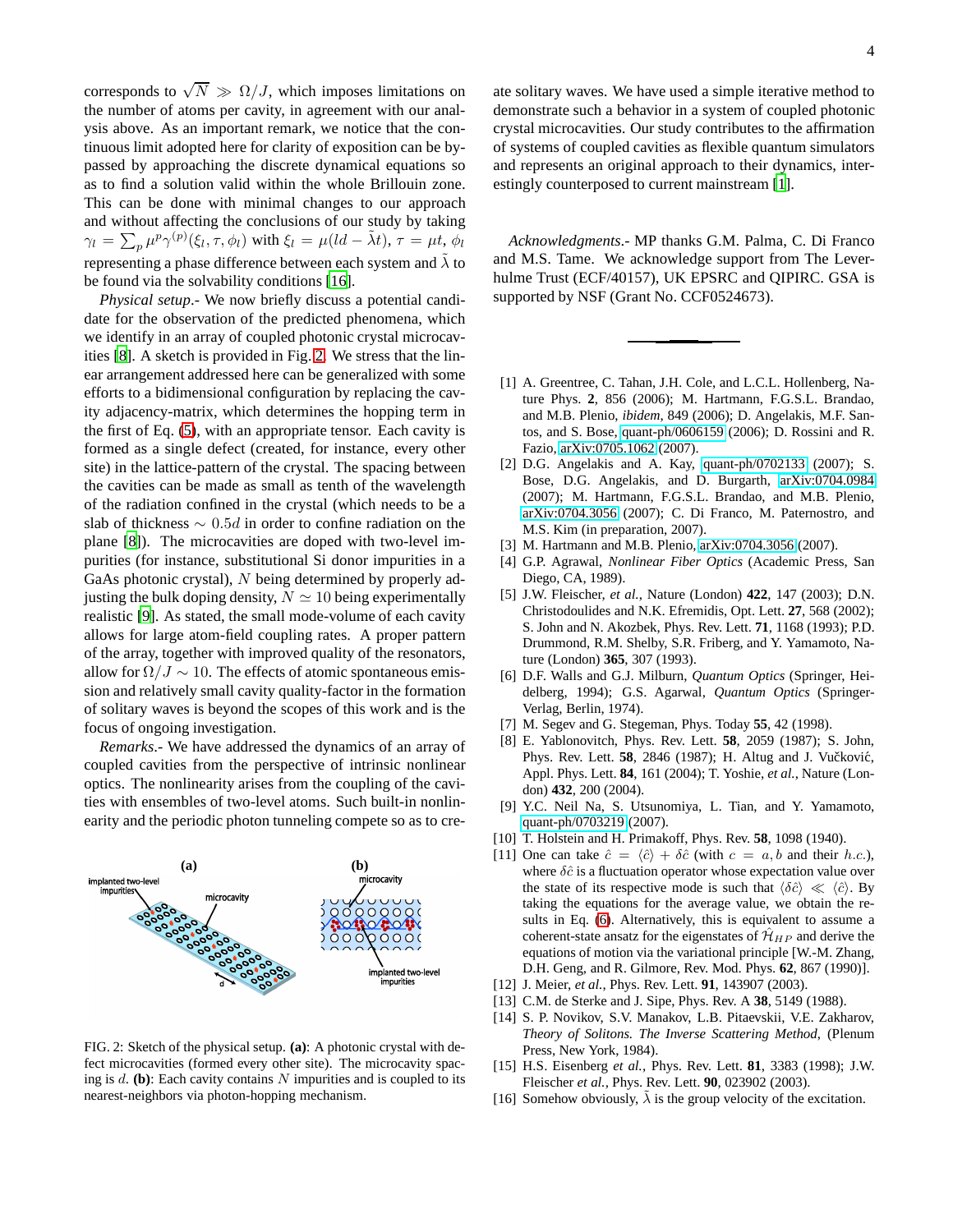corresponds to $\sqrt{N} \gg \Omega/J$, which imposes limitations on the number of atoms per cavity, in agreement with our analysis above. As an important remark, we notice that the continuous limit adopted here for clarity of exposition can be bypassed by approaching the discrete dynamical equations so as to find a solution valid within the whole Brillouin zone. This can be done with minimal changes to our approach and without affecting the conclusions of our study by taking $\gamma_l = \sum_p \mu^p \gamma^{(p)}(\xi_l, \tau, \phi_l)$ with $\xi_l = \mu(ld - \tilde{\lambda}t)$, $\tau = \mu t$, $\phi_l$ representing a phase difference between each system and $\tilde{\lambda}$ to be found via the solvability conditions [16].

*Physical setup*.- We now briefly discuss a potential candidate for the observation of the predicted phenomena, which we identify in an array of coupled photonic crystal microcavities [8]. A sketch is provided in Fig. 2. We stress that the linear arrangement addressed here can be generalized with some efforts to a bidimensional configuration by replacing the cavity adjacency-matrix, which determines the hopping term in the first of Eq. (5), with an appropriate tensor. Each cavity is formed as a single defect (created, for instance, every other site) in the lattice-pattern of the crystal. The spacing between the cavities can be made as small as tenth of the wavelength of the radiation confined in the crystal (which needs to be a slab of thickness $\sim 0.5d$ in order to confine radiation on the plane [8]). The microcavities are doped with two-level impurities (for instance, substitutional Si donor impurities in a GaAs photonic crystal), $N$ being determined by properly adjusting the bulk doping density, $N \simeq 10$ being experimentally realistic [9]. As stated, the small mode-volume of each cavity allows for large atom-field coupling rates. A proper pattern of the array, together with improved quality of the resonators, allow for $\Omega/J \sim 10$. The effects of atomic spontaneous emission and relatively small cavity quality-factor in the formation of solitary waves is beyond the scopes of this work and is the focus of ongoing investigation.

*Remarks*.- We have addressed the dynamics of an array of coupled cavities from the perspective of intrinsic nonlinear optics. The nonlinearity arises from the coupling of the cavities with ensembles of two-level atoms. Such built-in nonlinearity and the periodic photon tunneling compete so as to create solitary waves. We have used a simple iterative method to demonstrate such a behavior in a system of coupled photonic crystal microcavities. Our study contributes to the affirmation of systems of coupled cavities as flexible quantum simulators and represents an original approach to their dynamics, interestingly counterposed to current mainstream [1].

(a)
implanted two-level impurities
microcavity
d

(b)
microcavity
implanted two-level impurities

FIG. 2: Sketch of the physical setup. **(a)**: A photonic crystal with defect microcavities (formed every other site). The microcavity spacing is $d$. **(b)**: Each cavity contains $N$ impurities and is coupled to its nearest-neighbors via photon-hopping mechanism.

*Acknowledgments*.- MP thanks G.M. Palma, C. Di Franco and M.S. Tame. We acknowledge support from The Leverhulme Trust (ECF/40157), UK EPSRC and QIPIRC. GSA is supported by NSF (Grant No. CCF0524673).

---

[1] A. Greentree, C. Tahan, J.H. Cole, and L.C.L. Hollenberg, Nature Phys. **2**, 856 (2006); M. Hartmann, F.G.S.L. Brandao, and M.B. Plenio, *ibidem*, 849 (2006); D. Angelakis, M.F. Santos, and S. Bose, quant-ph/0606159 (2006); D. Rossini and R. Fazio, arXiv:0705.1062 (2007).

[2] D.G. Angelakis and A. Kay, quant-ph/0702133 (2007); S. Bose, D.G. Angelakis, and D. Burgarth, arXiv:0704.0984 (2007); M. Hartmann, F.G.S.L. Brandao, and M.B. Plenio, arXiv:0704.3056 (2007); C. Di Franco, M. Paternostro, and M.S. Kim (in preparation, 2007).

[3] M. Hartmann and M.B. Plenio, arXiv:0704.3056 (2007).

[4] G.P. Agrawal, *Nonlinear Fiber Optics* (Academic Press, San Diego, CA, 1989).

[5] J.W. Fleischer, *et al.*, Nature (London) **422**, 147 (2003); D.N. Christodoulides and N.K. Efremidis, Opt. Lett. **27**, 568 (2002); S. John and N. Akozbek, Phys. Rev. Lett. **71**, 1168 (1993); P.D. Drummond, R.M. Shelby, S.R. Friberg, and Y. Yamamoto, Nature (London) **365**, 307 (1993).

[6] D.F. Walls and G.J. Milburn, *Quantum Optics* (Springer, Heidelberg, 1994); G.S. Agarwal, *Quantum Optics* (Springer-Verlag, Berlin, 1974).

[7] M. Segev and G. Stegeman, Phys. Today **55**, 42 (1998).

[8] E. Yablonovitch, Phys. Rev. Lett. **58**, 2059 (1987); S. John, Phys. Rev. Lett. **58**, 2846 (1987); H. Altug and J. Vučković, Appl. Phys. Lett. **84**, 161 (2004); T. Yoshie, *et al.*, Nature (London) **432**, 200 (2004).

[9] Y.C. Neil Na, S. Utsunomiya, L. Tian, and Y. Yamamoto, quant-ph/0703219 (2007).

[10] T. Holstein and H. Primakoff, Phys. Rev. **58**, 1098 (1940).

[11] One can take $\hat{c} = \langle \hat{c} \rangle + \delta\hat{c}$ (with $c = a, b$ and their $h.c.$), where $\delta\hat{c}$ is a fluctuation operator whose expectation value over the state of its respective mode is such that $\langle \delta\hat{c} \rangle \ll \langle \hat{c} \rangle$. By taking the equations for the average value, we obtain the results in Eq. (6). Alternatively, this is equivalent to assume a coherent-state ansatz for the eigenstates of $\hat{\mathcal{H}}_{HP}$ and derive the equations of motion via the variational principle [W.-M. Zhang, D.H. Geng, and R. Gilmore, Rev. Mod. Phys. **62**, 867 (1990)].

[12] J. Meier, *et al.*, Phys. Rev. Lett. **91**, 143907 (2003).

[13] C.M. de Sterke and J. Sipe, Phys. Rev. A **38**, 5149 (1988).

[14] S. P. Novikov, S.V. Manakov, L.B. Pitaevskii, V.E. Zakharov, *Theory of Solitons. The Inverse Scattering Method*, (Plenum Press, New York, 1984).

[15] H.S. Eisenberg *et al.*, Phys. Rev. Lett. **81**, 3383 (1998); J.W. Fleischer *et al.*, Phys. Rev. Lett. **90**, 023902 (2003).

[16] Somehow obviously, $\tilde{\lambda}$ is the group velocity of the excitation.